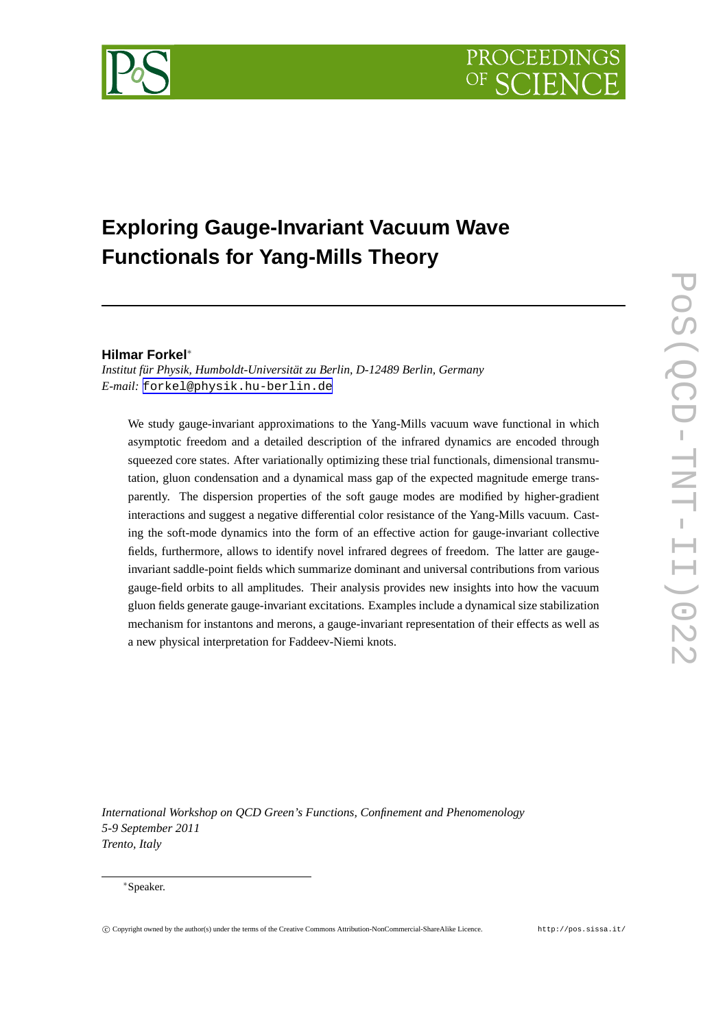# Exploring Gauge-Invariant Vacuum Wave Functionals for Yang-Mills Theory

**Hilmar Forkel**[*]

*Institut für Physik, Humboldt-Universität zu Berlin, D-12489 Berlin, Germany*

*E-mail:* forkel@physik.hu-berlin.de

We study gauge-invariant approximations to the Yang-Mills vacuum wave functional in which asymptotic freedom and a detailed description of the infrared dynamics are encoded through squeezed core states. After variationally optimizing these trial functionals, dimensional transmutation, gluon condensation and a dynamical mass gap of the expected magnitude emerge transparently. The dispersion properties of the soft gauge modes are modified by higher-gradient interactions and suggest a negative differential color resistance of the Yang-Mills vacuum. Casting the soft-mode dynamics into the form of an effective action for gauge-invariant collective fields, furthermore, allows to identify novel infrared degrees of freedom. The latter are gauge-invariant saddle-point fields which summarize dominant and universal contributions from various gauge-field orbits to all amplitudes. Their analysis provides new insights into how the vacuum gluon fields generate gauge-invariant excitations. Examples include a dynamical size stabilization mechanism for instantons and merons, a gauge-invariant representation of their effects as well as a new physical interpretation for Faddeev-Niemi knots.

*International Workshop on QCD Green's Functions, Confinement and Phenomenology*
*5-9 September 2011*
*Trento, Italy*

[*]Speaker.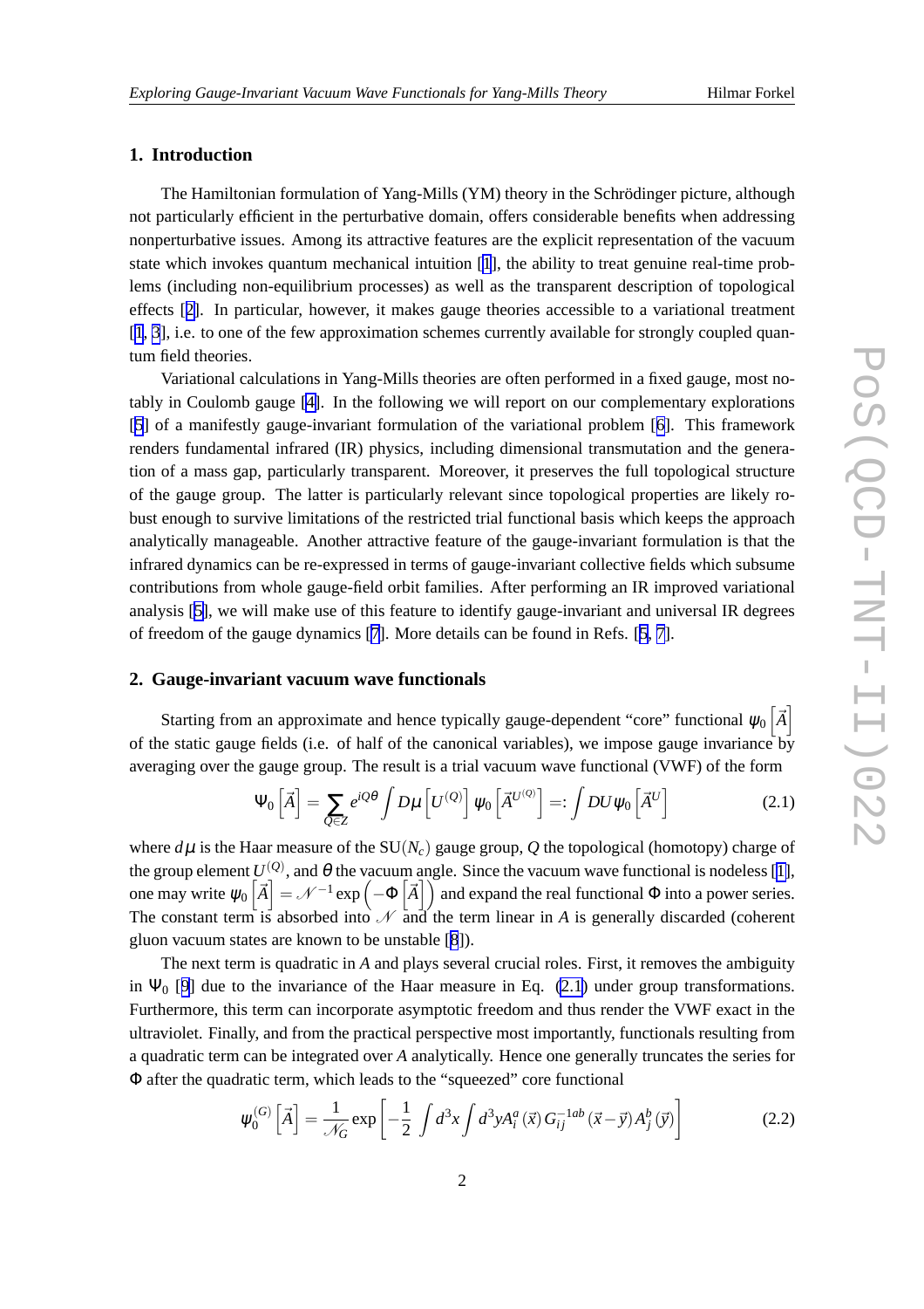## 1. Introduction

The Hamiltonian formulation of Yang-Mills (YM) theory in the Schrödinger picture, although not particularly efficient in the perturbative domain, offers considerable benefits when addressing nonperturbative issues. Among its attractive features are the explicit representation of the vacuum state which invokes quantum mechanical intuition [1], the ability to treat genuine real-time problems (including non-equilibrium processes) as well as the transparent description of topological effects [2]. In particular, however, it makes gauge theories accessible to a variational treatment [1, 3], i.e. to one of the few approximation schemes currently available for strongly coupled quantum field theories.

Variational calculations in Yang-Mills theories are often performed in a fixed gauge, most notably in Coulomb gauge [4]. In the following we will report on our complementary explorations [5] of a manifestly gauge-invariant formulation of the variational problem [6]. This framework renders fundamental infrared (IR) physics, including dimensional transmutation and the generation of a mass gap, particularly transparent. Moreover, it preserves the full topological structure of the gauge group. The latter is particularly relevant since topological properties are likely robust enough to survive limitations of the restricted trial functional basis which keeps the approach analytically manageable. Another attractive feature of the gauge-invariant formulation is that the infrared dynamics can be re-expressed in terms of gauge-invariant collective fields which subsume contributions from whole gauge-field orbit families. After performing an IR improved variational analysis [5], we will make use of this feature to identify gauge-invariant and universal IR degrees of freedom of the gauge dynamics [7]. More details can be found in Refs. [5, 7].

## 2. Gauge-invariant vacuum wave functionals

Starting from an approximate and hence typically gauge-dependent "core" functional $\psi_0\left[\vec{A}\right]$ of the static gauge fields (i.e. of half of the canonical variables), we impose gauge invariance by averaging over the gauge group. The result is a trial vacuum wave functional (VWF) of the form

$$\Psi_0\left[\vec{A}\right] = \sum_{Q\in Z} e^{iQ\theta} \int D\mu\left[U^{(Q)}\right] \psi_0\left[\vec{A}^{U^{(Q)}}\right] =: \int DU \psi_0\left[\vec{A}^U\right] \tag{2.1}$$

where $d\mu$ is the Haar measure of the SU$(N_c)$ gauge group, $Q$ the topological (homotopy) charge of the group element $U^{(Q)}$, and $\theta$ the vacuum angle. Since the vacuum wave functional is nodeless [1], one may write $\psi_0\left[\vec{A}\right] = \mathscr{N}^{-1}\exp\left(-\Phi\left[\vec{A}\right]\right)$ and expand the real functional $\Phi$ into a power series. The constant term is absorbed into $\mathscr{N}$ and the term linear in $A$ is generally discarded (coherent gluon vacuum states are known to be unstable [8]).

The next term is quadratic in $A$ and plays several crucial roles. First, it removes the ambiguity in $\Psi_0$ [9] due to the invariance of the Haar measure in Eq. (2.1) under group transformations. Furthermore, this term can incorporate asymptotic freedom and thus render the VWF exact in the ultraviolet. Finally, and from the practical perspective most importantly, functionals resulting from a quadratic term can be integrated over $A$ analytically. Hence one generally truncates the series for $\Phi$ after the quadratic term, which leads to the "squeezed" core functional

$$\psi_0^{(G)}\left[\vec{A}\right] = \frac{1}{\mathscr{N}_G}\exp\left[-\frac{1}{2}\int d^3x \int d^3y A_i^a(\vec{x})\, G_{ij}^{-1ab}(\vec{x}-\vec{y})\, A_j^b(\vec{y})\right] \tag{2.2}$$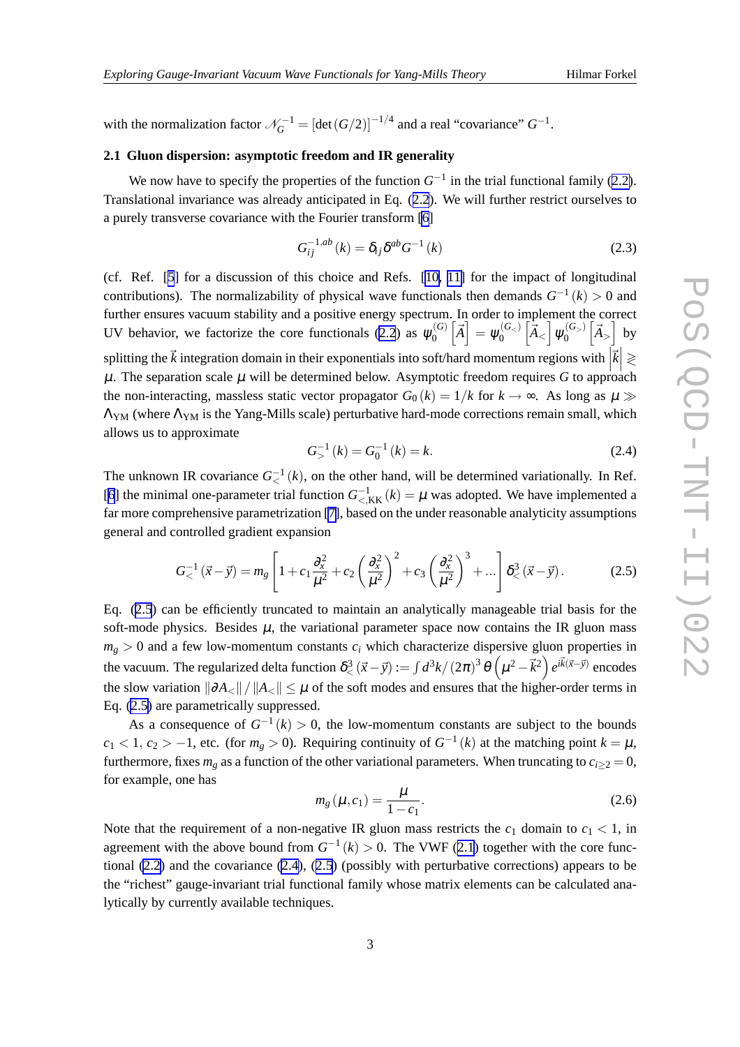with the normalization factor $\mathcal{N}_G^{-1} = [\det(G/2)]^{-1/4}$ and a real "covariance" $G^{-1}$.

### 2.1 Gluon dispersion: asymptotic freedom and IR generality

We now have to specify the properties of the function $G^{-1}$ in the trial functional family (2.2). Translational invariance was already anticipated in Eq. (2.2). We will further restrict ourselves to a purely transverse covariance with the Fourier transform [6]

$$G_{ij}^{-1,ab}(k) = \delta_{ij}\delta^{ab}G^{-1}(k) \tag{2.3}$$

(cf. Ref. [5] for a discussion of this choice and Refs. [10, 11] for the impact of longitudinal contributions). The normalizability of physical wave functionals then demands $G^{-1}(k) > 0$ and further ensures vacuum stability and a positive energy spectrum. In order to implement the correct UV behavior, we factorize the core functionals (2.2) as $\psi_0^{(G)}\left[\vec{A}\right] = \psi_0^{(G_<)}\left[\vec{A}_<\right]\psi_0^{(G_>)}\left[\vec{A}_>\right]$ by splitting the $\vec{k}$ integration domain in their exponentials into soft/hard momentum regions with $\left|\vec{k}\right| \gtrless \mu$. The separation scale $\mu$ will be determined below. Asymptotic freedom requires $G$ to approach the non-interacting, massless static vector propagator $G_0(k) = 1/k$ for $k \to \infty$. As long as $\mu \gg \Lambda_{\rm YM}$ (where $\Lambda_{\rm YM}$ is the Yang-Mills scale) perturbative hard-mode corrections remain small, which allows us to approximate

$$G_>^{-1}(k) = G_0^{-1}(k) = k. \tag{2.4}$$

The unknown IR covariance $G_<^{-1}(k)$, on the other hand, will be determined variationally. In Ref. [6] the minimal one-parameter trial function $G_{<,\rm KK}^{-1}(k) = \mu$ was adopted. We have implemented a far more comprehensive parametrization [7], based on the under reasonable analyticity assumptions general and controlled gradient expansion

$$G_<^{-1}(\vec{x}-\vec{y}) = m_g\left[1 + c_1\frac{\partial_x^2}{\mu^2} + c_2\left(\frac{\partial_x^2}{\mu^2}\right)^2 + c_3\left(\frac{\partial_x^2}{\mu^2}\right)^3 + \ldots\right]\delta_<^3(\vec{x}-\vec{y}). \tag{2.5}$$

Eq. (2.5) can be efficiently truncated to maintain an analytically manageable trial basis for the soft-mode physics. Besides $\mu$, the variational parameter space now contains the IR gluon mass $m_g > 0$ and a few low-momentum constants $c_i$ which characterize dispersive gluon properties in the vacuum. The regularized delta function $\delta_<^3(\vec{x}-\vec{y}) := \int d^3k/(2\pi)^3\,\theta\left(\mu^2 - \vec{k}^2\right)e^{i\vec{k}(\vec{x}-\vec{y})}$ encodes the slow variation $\|\partial A_<\|/\|A_<\| \le \mu$ of the soft modes and ensures that the higher-order terms in Eq. (2.5) are parametrically suppressed.

As a consequence of $G^{-1}(k) > 0$, the low-momentum constants are subject to the bounds $c_1 < 1$, $c_2 > -1$, etc. (for $m_g > 0$). Requiring continuity of $G^{-1}(k)$ at the matching point $k = \mu$, furthermore, fixes $m_g$ as a function of the other variational parameters. When truncating to $c_{i\ge 2} = 0$, for example, one has

$$m_g(\mu, c_1) = \frac{\mu}{1-c_1}. \tag{2.6}$$

Note that the requirement of a non-negative IR gluon mass restricts the $c_1$ domain to $c_1 < 1$, in agreement with the above bound from $G^{-1}(k) > 0$. The VWF (2.1) together with the core functional (2.2) and the covariance (2.4), (2.5) (possibly with perturbative corrections) appears to be the "richest" gauge-invariant trial functional family whose matrix elements can be calculated analytically by currently available techniques.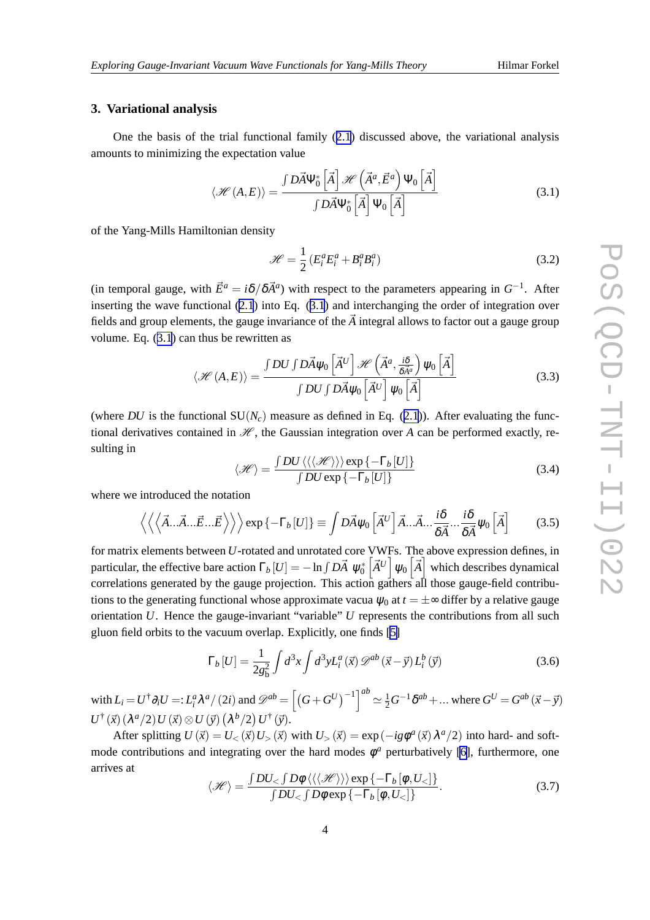## 3. Variational analysis

One the basis of the trial functional family (2.1) discussed above, the variational analysis amounts to minimizing the expectation value

$$\langle \mathscr{H}(A,E)\rangle = \frac{\int D\vec{A}\Psi_0^*\left[\vec{A}\right]\mathscr{H}\left(\vec{A}^a,\vec{E}^a\right)\Psi_0\left[\vec{A}\right]}{\int D\vec{A}\Psi_0^*\left[\vec{A}\right]\Psi_0\left[\vec{A}\right]} \tag{3.1}$$

of the Yang-Mills Hamiltonian density

$$\mathscr{H} = \frac{1}{2}\left(E_i^a E_i^a + B_i^a B_i^a\right) \tag{3.2}$$

(in temporal gauge, with $\vec{E}^a = i\delta/\delta\vec{A}^a$) with respect to the parameters appearing in $G^{-1}$. After inserting the wave functional (2.1) into Eq. (3.1) and interchanging the order of integration over fields and group elements, the gauge invariance of the $\vec{A}$ integral allows to factor out a gauge group volume. Eq. (3.1) can thus be rewritten as

$$\langle \mathscr{H}(A,E)\rangle = \frac{\int DU\int D\vec{A}\psi_0\left[\vec{A}^U\right]\mathscr{H}\left(\vec{A}^a,\frac{i\delta}{\delta\vec{A}^a}\right)\psi_0\left[\vec{A}\right]}{\int DU\int D\vec{A}\psi_0\left[\vec{A}^U\right]\psi_0\left[\vec{A}\right]} \tag{3.3}$$

(where $DU$ is the functional $\mathrm{SU}(N_c)$ measure as defined in Eq. (2.1)). After evaluating the functional derivatives contained in $\mathscr{H}$, the Gaussian integration over $A$ can be performed exactly, resulting in

$$\langle\mathscr{H}\rangle = \frac{\int DU\,\langle\langle\langle\mathscr{H}\rangle\rangle\rangle\exp\left\{-\Gamma_b[U]\right\}}{\int DU\exp\left\{-\Gamma_b[U]\right\}} \tag{3.4}$$

where we introduced the notation

$$\left\langle\left\langle\left\langle\vec{A}...\vec{A}...\vec{E}...\vec{E}\right\rangle\right\rangle\right\rangle\exp\left\{-\Gamma_b[U]\right\} \equiv \int D\vec{A}\psi_0\left[\vec{A}^U\right]\vec{A}...\vec{A}...\frac{i\delta}{\delta\vec{A}}...\frac{i\delta}{\delta\vec{A}}\psi_0\left[\vec{A}\right] \tag{3.5}$$

for matrix elements between $U$-rotated and unrotated core VWFs. The above expression defines, in particular, the effective bare action $\Gamma_b[U] = -\ln\int D\vec{A}\;\psi_0^*\left[\vec{A}^U\right]\psi_0\left[\vec{A}\right]$ which describes dynamical correlations generated by the gauge projection. This action gathers all those gauge-field contributions to the generating functional whose approximate vacua $\psi_0$ at $t=\pm\infty$ differ by a relative gauge orientation $U$. Hence the gauge-invariant "variable" $U$ represents the contributions from all such gluon field orbits to the vacuum overlap. Explicitly, one finds [5]

$$\Gamma_b[U] = \frac{1}{2g_b^2}\int d^3x\int d^3y L_i^a(\vec{x})\mathscr{D}^{ab}(\vec{x}-\vec{y})L_i^b(\vec{y}) \tag{3.6}$$

with $L_i = U^\dagger\partial_i U =: L_i^a\lambda^a/(2i)$ and $\mathscr{D}^{ab} = \left[\left(G+G^U\right)^{-1}\right]^{ab} \simeq \frac{1}{2}G^{-1}\delta^{ab}+...$ where $G^U = G^{ab}(\vec{x}-\vec{y})\,U^\dagger(\vec{x})\left(\lambda^a/2\right)U(\vec{x})\otimes U(\vec{y})\left(\lambda^b/2\right)U^\dagger(\vec{y})$.

After splitting $U(\vec{x}) = U_<(\vec{x})U_>(\vec{x})$ with $U_>(\vec{x}) = \exp\left(-ig\varphi^a(\vec{x})\lambda^a/2\right)$ into hard- and soft-mode contributions and integrating over the hard modes $\varphi^a$ perturbatively [6], furthermore, one arrives at

$$\langle\mathscr{H}\rangle = \frac{\int DU_<\int D\varphi\,\langle\langle\langle\mathscr{H}\rangle\rangle\rangle\exp\left\{-\Gamma_b[\varphi,U_<]\right\}}{\int DU_<\int D\varphi\exp\left\{-\Gamma_b[\varphi,U_<]\right\}}. \tag{3.7}$$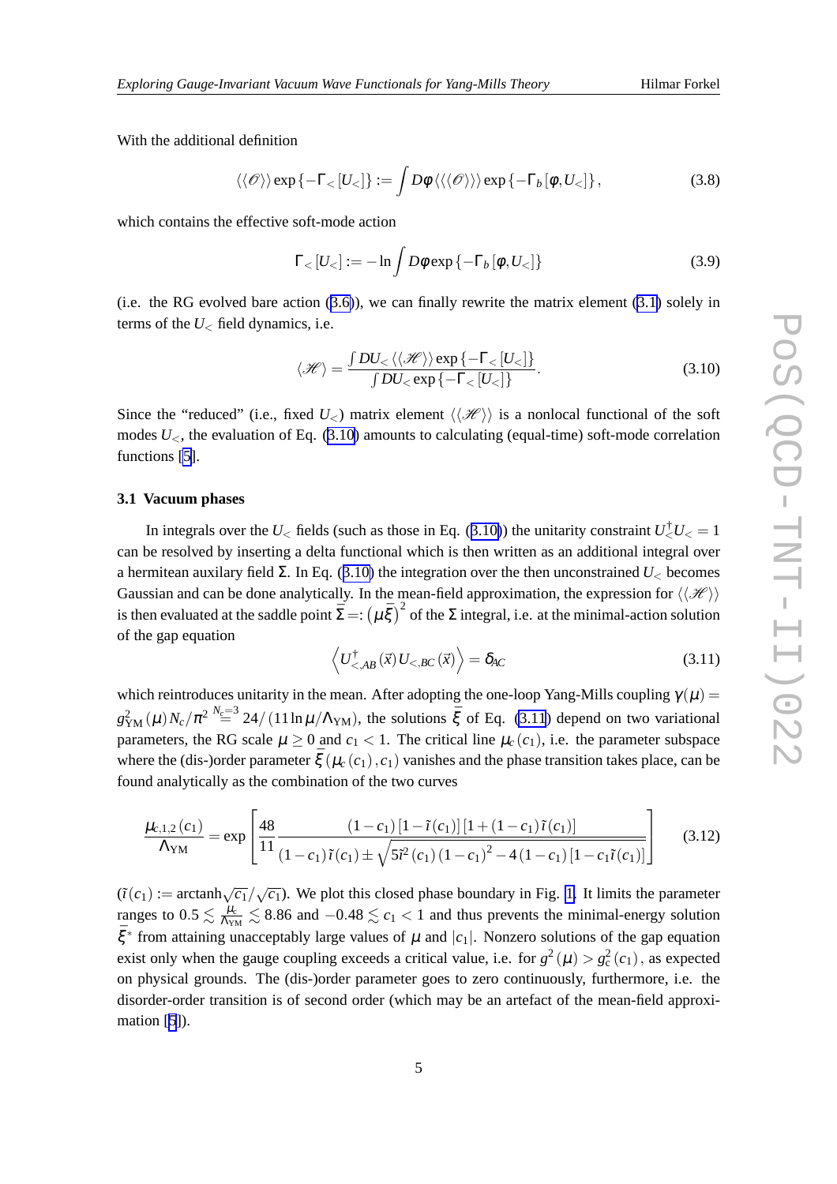With the additional definition

$$\langle\langle\mathscr{O}\rangle\rangle \exp\{-\Gamma_<[U_<]\} := \int D\varphi \langle\langle\langle\mathscr{O}\rangle\rangle\rangle \exp\{-\Gamma_b[\varphi, U_<]\}, \tag{3.8}$$

which contains the effective soft-mode action

$$\Gamma_<[U_<] := -\ln \int D\varphi \exp\{-\Gamma_b[\varphi, U_<]\} \tag{3.9}$$

(i.e. the RG evolved bare action (3.6)), we can finally rewrite the matrix element (3.1) solely in terms of the $U_<$ field dynamics, i.e.

$$\langle\mathscr{H}\rangle = \frac{\int DU_< \langle\langle\mathscr{H}\rangle\rangle \exp\{-\Gamma_<[U_<]\}}{\int DU_< \exp\{-\Gamma_<[U_<]\}}. \tag{3.10}$$

Since the "reduced" (i.e., fixed $U_<$) matrix element $\langle\langle\mathscr{H}\rangle\rangle$ is a nonlocal functional of the soft modes $U_<$, the evaluation of Eq. (3.10) amounts to calculating (equal-time) soft-mode correlation functions [5].

### 3.1 Vacuum phases

In integrals over the $U_<$ fields (such as those in Eq. (3.10)) the unitarity constraint $U_<^\dagger U_< = 1$ can be resolved by inserting a delta functional which is then written as an additional integral over a hermitean auxilary field $\Sigma$. In Eq. (3.10) the integration over the then unconstrained $U_<$ becomes Gaussian and can be done analytically. In the mean-field approximation, the expression for $\langle\langle\mathscr{H}\rangle\rangle$ is then evaluated at the saddle point $\bar{\Sigma} =: (\mu\bar{\xi})^2$ of the $\Sigma$ integral, i.e. at the minimal-action solution of the gap equation

$$\left\langle U^\dagger_{<,AB}(\vec{x}) U_{<,BC}(\vec{x}) \right\rangle = \delta_{AC} \tag{3.11}$$

which reintroduces unitarity in the mean. After adopting the one-loop Yang-Mills coupling $\gamma(\mu) = g^2_{\rm YM}(\mu) N_c/\pi^2 \overset{N_c=3}{=} 24/(11\ln\mu/\Lambda_{\rm YM})$, the solutions $\bar{\xi}$ of Eq. (3.11) depend on two variational parameters, the RG scale $\mu \geq 0$ and $c_1 < 1$. The critical line $\mu_c(c_1)$, i.e. the parameter subspace where the (dis-)order parameter $\bar{\xi}(\mu_c(c_1), c_1)$ vanishes and the phase transition takes place, can be found analytically as the combination of the two curves

$$\frac{\mu_{c,1,2}(c_1)}{\Lambda_{\rm YM}} = \exp\left[\frac{48}{11}\frac{(1-c_1)[1-\tilde{\imath}(c_1)][1+(1-c_1)\tilde{\imath}(c_1)]}{(1-c_1)\tilde{\imath}(c_1) \pm \sqrt{5\tilde{\imath}^2(c_1)(1-c_1)^2 - 4(1-c_1)[1-c_1\tilde{\imath}(c_1)]}}\right] \tag{3.12}$$

($\tilde{\imath}(c_1) := \operatorname{arctanh}\sqrt{c_1}/\sqrt{c_1}$). We plot this closed phase boundary in Fig. 1. It limits the parameter ranges to $0.5 \lesssim \frac{\mu_c}{\Lambda_{\rm YM}} \lesssim 8.86$ and $-0.48 \lesssim c_1 < 1$ and thus prevents the minimal-energy solution $\bar{\xi}^*$ from attaining unacceptably large values of $\mu$ and $|c_1|$. Nonzero solutions of the gap equation exist only when the gauge coupling exceeds a critical value, i.e. for $g^2(\mu) > g^2_c(c_1)$, as expected on physical grounds. The (dis-)order parameter goes to zero continuously, furthermore, i.e. the disorder-order transition is of second order (which may be an artefact of the mean-field approximation [5]).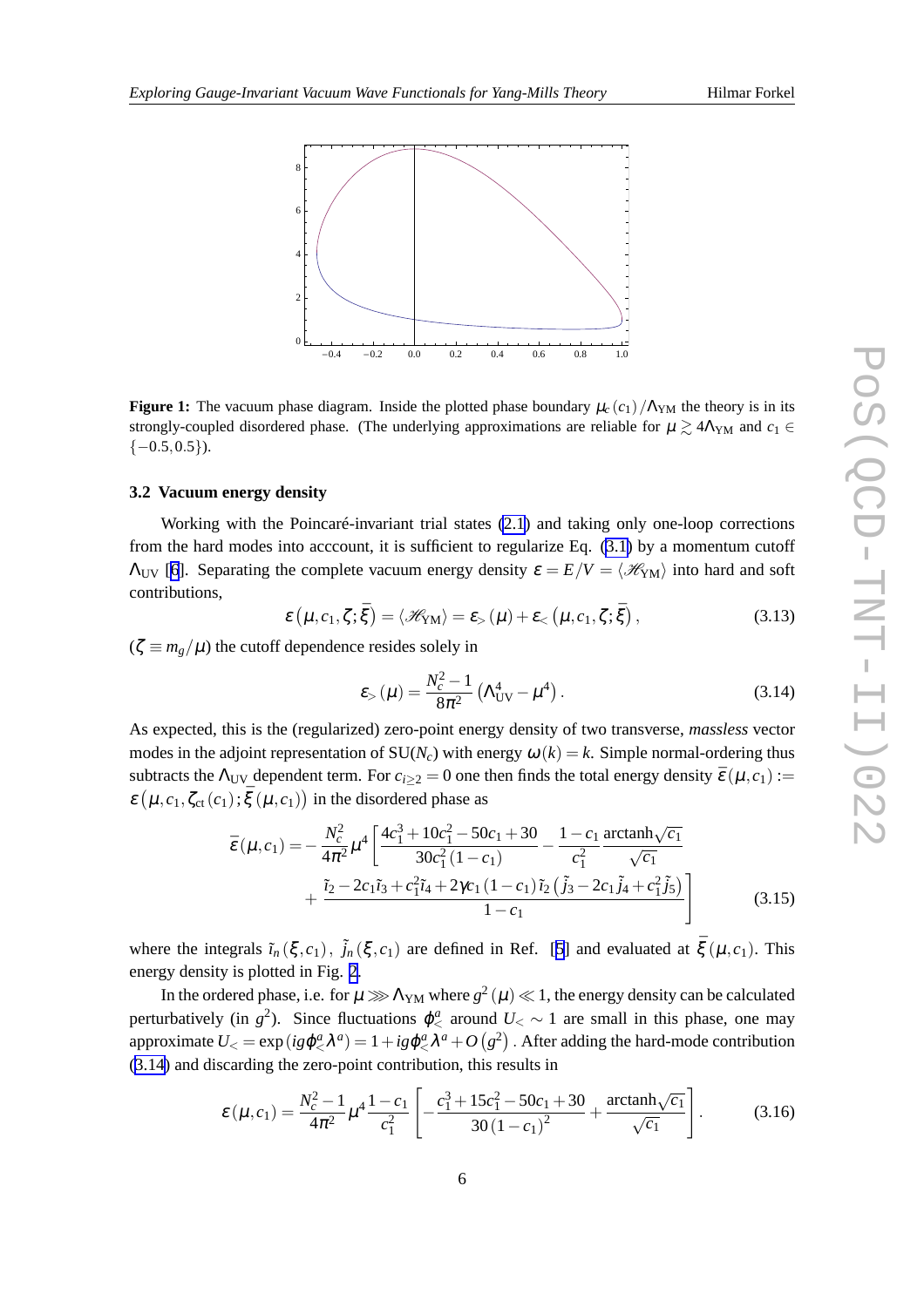**Figure 1:** The vacuum phase diagram. Inside the plotted phase boundary $\mu_c(c_1)/\Lambda_{\rm YM}$ the theory is in its strongly-coupled disordered phase. (The underlying approximations are reliable for $\mu \gtrsim 4\Lambda_{\rm YM}$ and $c_1 \in \{-0.5, 0.5\}$).

### 3.2 Vacuum energy density

Working with the Poincaré-invariant trial states (2.1) and taking only one-loop corrections from the hard modes into acccount, it is sufficient to regularize Eq. (3.1) by a momentum cutoff $\Lambda_{\rm UV}$ [6]. Separating the complete vacuum energy density $\varepsilon = E/V = \langle \mathscr{H}_{\rm YM} \rangle$ into hard and soft contributions,

$$\varepsilon\left(\mu, c_1, \zeta; \bar{\xi}\right) = \langle \mathscr{H}_{\rm YM} \rangle = \varepsilon_{>}(\mu) + \varepsilon_{<}\left(\mu, c_1, \zeta; \bar{\xi}\right), \tag{3.13}$$

($\zeta \equiv m_g/\mu$) the cutoff dependence resides solely in

$$\varepsilon_{>}(\mu) = \frac{N_c^2 - 1}{8\pi^2}\left(\Lambda_{\rm UV}^4 - \mu^4\right). \tag{3.14}$$

As expected, this is the (regularized) zero-point energy density of two transverse, *massless* vector modes in the adjoint representation of SU($N_c$) with energy $\omega(k) = k$. Simple normal-ordering thus subtracts the $\Lambda_{\rm UV}$ dependent term. For $c_{i\geq 2} = 0$ one then finds the total energy density $\bar{\varepsilon}(\mu, c_1) := \varepsilon\left(\mu, c_1, \zeta_{\rm ct}(c_1); \bar{\xi}(\mu, c_1)\right)$ in the disordered phase as

$$\begin{aligned}\bar{\varepsilon}(\mu, c_1) = -\frac{N_c^2}{4\pi^2}\mu^4 \Bigg[&\frac{4c_1^3 + 10c_1^2 - 50c_1 + 30}{30c_1^2(1-c_1)} - \frac{1-c_1}{c_1^2}\frac{\operatorname{arctanh}\sqrt{c_1}}{\sqrt{c_1}} \\ &+ \frac{\tilde{\imath}_2 - 2c_1\tilde{\imath}_3 + c_1^2\tilde{\imath}_4 + 2\gamma c_1(1-c_1)\tilde{\imath}_2\left(\tilde{j}_3 - 2c_1\tilde{j}_4 + c_1^2\tilde{j}_5\right)}{1-c_1}\Bigg]\end{aligned} \tag{3.15}$$

where the integrals $\tilde{\imath}_n(\xi, c_1)$, $\tilde{j}_n(\xi, c_1)$ are defined in Ref. [5] and evaluated at $\bar{\xi}(\mu, c_1)$. This energy density is plotted in Fig. 2.

In the ordered phase, i.e. for $\mu \ggg \Lambda_{\rm YM}$ where $g^2(\mu) \ll 1$, the energy density can be calculated perturbatively (in $g^2$). Since fluctuations $\phi_<^a$ around $U_< \sim 1$ are small in this phase, one may approximate $U_< = \exp\left(ig\phi_<^a\lambda^a\right) = 1 + ig\phi_<^a\lambda^a + O\left(g^2\right)$. After adding the hard-mode contribution (3.14) and discarding the zero-point contribution, this results in

$$\varepsilon(\mu, c_1) = \frac{N_c^2 - 1}{4\pi^2}\mu^4\frac{1-c_1}{c_1^2}\left[-\frac{c_1^3 + 15c_1^2 - 50c_1 + 30}{30(1-c_1)^2} + \frac{\operatorname{arctanh}\sqrt{c_1}}{\sqrt{c_1}}\right]. \tag{3.16}$$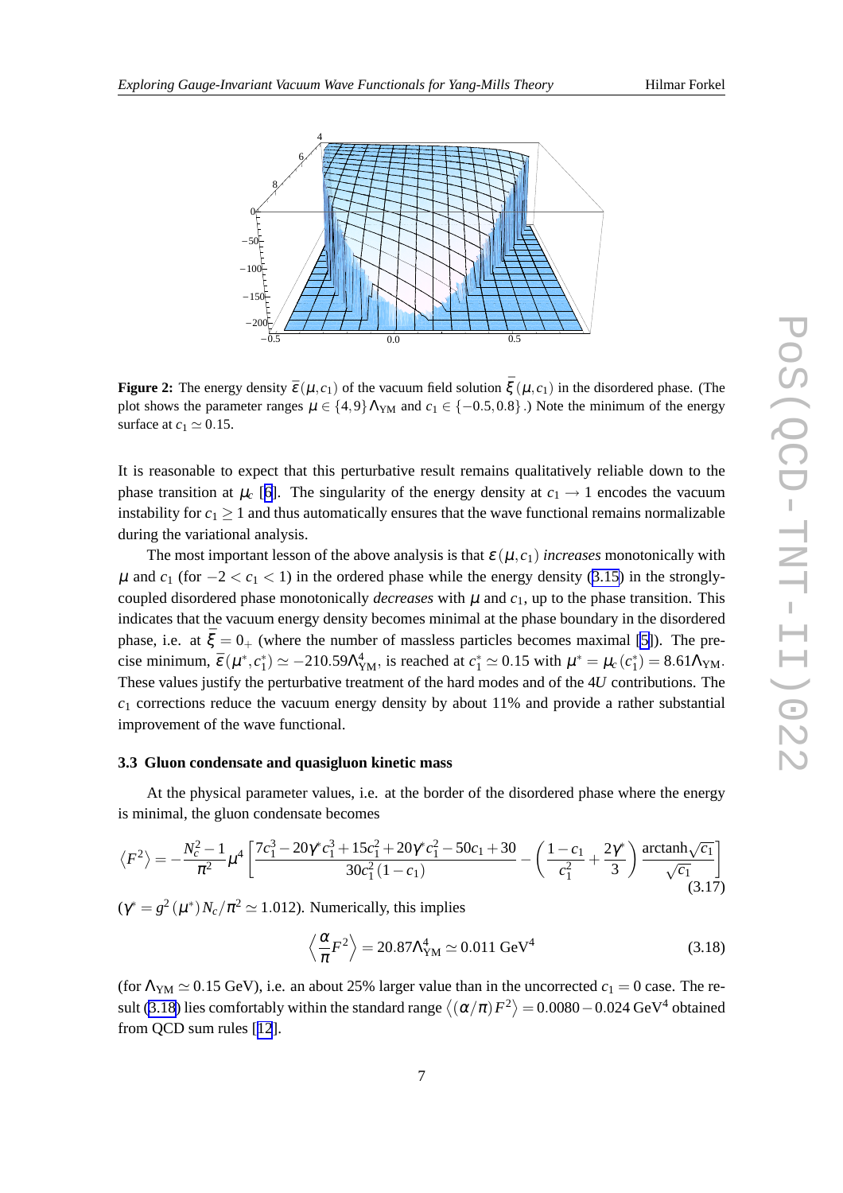**Figure 2:** The energy density $\bar{\varepsilon}(\mu, c_1)$ of the vacuum field solution $\bar{\xi}(\mu, c_1)$ in the disordered phase. (The plot shows the parameter ranges $\mu \in \{4, 9\}\Lambda_{\rm YM}$ and $c_1 \in \{-0.5, 0.8\}$.) Note the minimum of the energy surface at $c_1 \simeq 0.15$.

It is reasonable to expect that this perturbative result remains qualitatively reliable down to the phase transition at $\mu_c$ [6]. The singularity of the energy density at $c_1 \to 1$ encodes the vacuum instability for $c_1 \geq 1$ and thus automatically ensures that the wave functional remains normalizable during the variational analysis.

The most important lesson of the above analysis is that $\varepsilon(\mu, c_1)$ *increases* monotonically with $\mu$ and $c_1$ (for $-2 < c_1 < 1$) in the ordered phase while the energy density (3.15) in the strongly-coupled disordered phase monotonically *decreases* with $\mu$ and $c_1$, up to the phase transition. This indicates that the vacuum energy density becomes minimal at the phase boundary in the disordered phase, i.e. at $\bar{\xi} = 0_+$ (where the number of massless particles becomes maximal [5]). The precise minimum, $\bar{\varepsilon}(\mu^*, c_1^*) \simeq -210.59\Lambda_{\rm YM}^4$, is reached at $c_1^* \simeq 0.15$ with $\mu^* = \mu_c(c_1^*) = 8.61\Lambda_{\rm YM}$. These values justify the perturbative treatment of the hard modes and of the $4U$ contributions. The $c_1$ corrections reduce the vacuum energy density by about 11% and provide a rather substantial improvement of the wave functional.

### 3.3 Gluon condensate and quasigluon kinetic mass

At the physical parameter values, i.e. at the border of the disordered phase where the energy is minimal, the gluon condensate becomes

$$\left\langle F^2 \right\rangle = -\frac{N_c^2 - 1}{\pi^2}\mu^4 \left[\frac{7c_1^3 - 20\gamma^* c_1^3 + 15c_1^2 + 20\gamma^* c_1^2 - 50c_1 + 30}{30c_1^2(1 - c_1)} - \left(\frac{1 - c_1}{c_1^2} + \frac{2\gamma^*}{3}\right)\frac{\operatorname{arctanh}\sqrt{c_1}}{\sqrt{c_1}}\right] \tag{3.17}$$

($\gamma^* = g^2(\mu^*) N_c/\pi^2 \simeq 1.012$). Numerically, this implies

$$\left\langle \frac{\alpha}{\pi} F^2 \right\rangle = 20.87\Lambda_{\rm YM}^4 \simeq 0.011 \text{ GeV}^4 \tag{3.18}$$

(for $\Lambda_{\rm YM} \simeq 0.15$ GeV), i.e. an about 25% larger value than in the uncorrected $c_1 = 0$ case. The result (3.18) lies comfortably within the standard range $\left\langle (\alpha/\pi) F^2 \right\rangle = 0.0080 - 0.024$ GeV$^4$ obtained from QCD sum rules [12].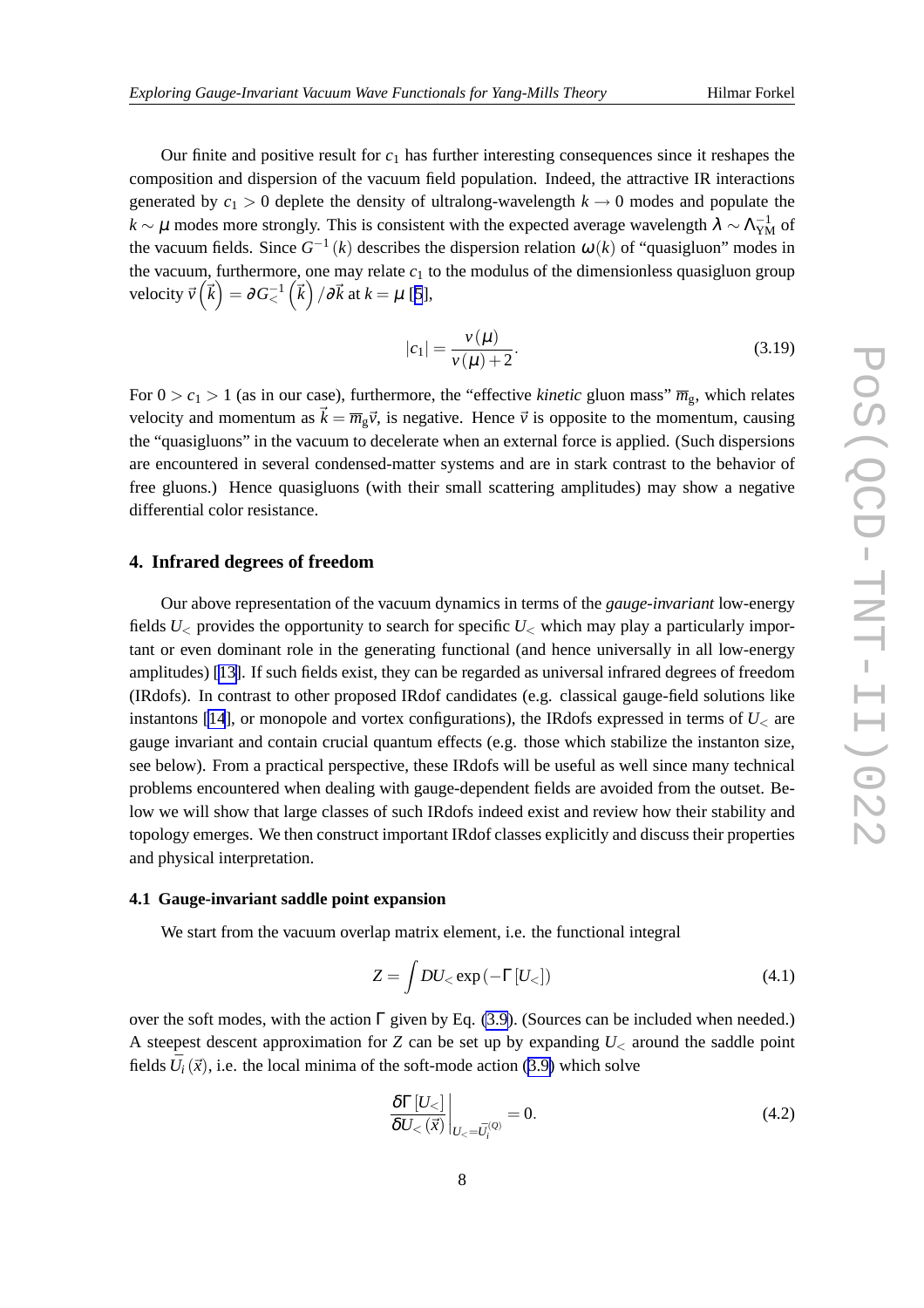Our finite and positive result for $c_1$ has further interesting consequences since it reshapes the composition and dispersion of the vacuum field population. Indeed, the attractive IR interactions generated by $c_1 > 0$ deplete the density of ultralong-wavelength $k \to 0$ modes and populate the $k \sim \mu$ modes more strongly. This is consistent with the expected average wavelength $\lambda \sim \Lambda_{\rm YM}^{-1}$ of the vacuum fields. Since $G^{-1}(k)$ describes the dispersion relation $\omega(k)$ of "quasigluon" modes in the vacuum, furthermore, one may relate $c_1$ to the modulus of the dimensionless quasigluon group velocity $\vec{v}\left(\vec{k}\right) = \partial G_<^{-1}\left(\vec{k}\right)/\partial \vec{k}$ at $k = \mu$ [5],

$$|c_1| = \frac{v(\mu)}{v(\mu) + 2}. \tag{3.19}$$

For $0 > c_1 > 1$ (as in our case), furthermore, the "effective *kinetic* gluon mass" $\overline{m}_{\rm g}$, which relates velocity and momentum as $\vec{k} = \overline{m}_{\rm g} \vec{v}$, is negative. Hence $\vec{v}$ is opposite to the momentum, causing the "quasigluons" in the vacuum to decelerate when an external force is applied. (Such dispersions are encountered in several condensed-matter systems and are in stark contrast to the behavior of free gluons.) Hence quasigluons (with their small scattering amplitudes) may show a negative differential color resistance.

## 4. Infrared degrees of freedom

Our above representation of the vacuum dynamics in terms of the *gauge-invariant* low-energy fields $U_<$ provides the opportunity to search for specific $U_<$ which may play a particularly important or even dominant role in the generating functional (and hence universally in all low-energy amplitudes) [13]. If such fields exist, they can be regarded as universal infrared degrees of freedom (IRdofs). In contrast to other proposed IRdof candidates (e.g. classical gauge-field solutions like instantons [14], or monopole and vortex configurations), the IRdofs expressed in terms of $U_<$ are gauge invariant and contain crucial quantum effects (e.g. those which stabilize the instanton size, see below). From a practical perspective, these IRdofs will be useful as well since many technical problems encountered when dealing with gauge-dependent fields are avoided from the outset. Below we will show that large classes of such IRdofs indeed exist and review how their stability and topology emerges. We then construct important IRdof classes explicitly and discuss their properties and physical interpretation.

### 4.1 Gauge-invariant saddle point expansion

We start from the vacuum overlap matrix element, i.e. the functional integral

$$Z = \int DU_< \exp\left(-\Gamma\left[U_<\right]\right) \tag{4.1}$$

over the soft modes, with the action $\Gamma$ given by Eq. (3.9). (Sources can be included when needed.) A steepest descent approximation for $Z$ can be set up by expanding $U_<$ around the saddle point fields $\bar{U}_i(\vec{x})$, i.e. the local minima of the soft-mode action (3.9) which solve

$$\left.\frac{\delta \Gamma\left[U_<\right]}{\delta U_<(\vec{x})}\right|_{U_< = \bar{U}_i^{(Q)}} = 0. \tag{4.2}$$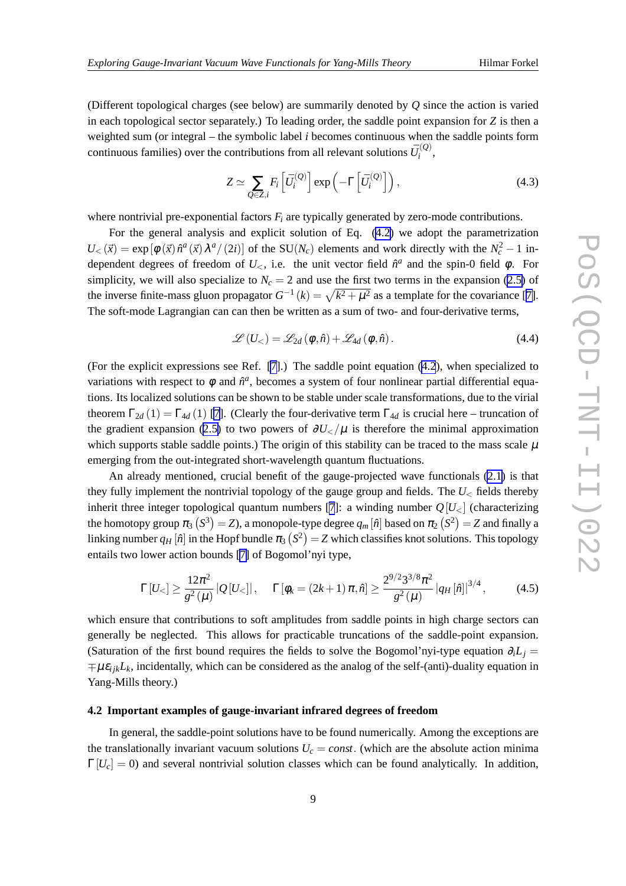(Different topological charges (see below) are summarily denoted by $Q$ since the action is varied in each topological sector separately.) To leading order, the saddle point expansion for $Z$ is then a weighted sum (or integral – the symbolic label $i$ becomes continuous when the saddle points form continuous families) over the contributions from all relevant solutions $\bar{U}_i^{(Q)}$,

$$Z \simeq \sum_{Q \in Z, i} F_i \left[ \bar{U}_i^{(Q)} \right] \exp\left( -\Gamma \left[ \bar{U}_i^{(Q)} \right] \right), \tag{4.3}$$

where nontrivial pre-exponential factors $F_i$ are typically generated by zero-mode contributions.

For the general analysis and explicit solution of Eq. (4.2) we adopt the parametrization $U_<(\vec{x}) = \exp\left[\varphi(\vec{x})\,\hat{n}^a(\vec{x})\,\lambda^a/(2i)\right]$ of the SU$(N_c)$ elements and work directly with the $N_c^2 - 1$ independent degrees of freedom of $U_<$, i.e. the unit vector field $\hat{n}^a$ and the spin-0 field $\varphi$. For simplicity, we will also specialize to $N_c = 2$ and use the first two terms in the expansion (2.5) of the inverse finite-mass gluon propagator $G^{-1}(k) = \sqrt{k^2 + \mu^2}$ as a template for the covariance [7]. The soft-mode Lagrangian can can then be written as a sum of two- and four-derivative terms,

$$\mathscr{L}(U_<) = \mathscr{L}_{2d}(\varphi, \hat{n}) + \mathscr{L}_{4d}(\varphi, \hat{n}). \tag{4.4}$$

(For the explicit expressions see Ref. [7].) The saddle point equation (4.2), when specialized to variations with respect to $\varphi$ and $\hat{n}^a$, becomes a system of four nonlinear partial differential equations. Its localized solutions can be shown to be stable under scale transformations, due to the virial theorem $\Gamma_{2d}(1) = \Gamma_{4d}(1)$ [7]. (Clearly the four-derivative term $\Gamma_{4d}$ is crucial here – truncation of the gradient expansion (2.5) to two powers of $\partial U_</\mu$ is therefore the minimal approximation which supports stable saddle points.) The origin of this stability can be traced to the mass scale $\mu$ emerging from the out-integrated short-wavelength quantum fluctuations.

An already mentioned, crucial benefit of the gauge-projected wave functionals (2.1) is that they fully implement the nontrivial topology of the gauge group and fields. The $U_<$ fields thereby inherit three integer topological quantum numbers [7]: a winding number $Q[U_<]$ (characterizing the homotopy group $\pi_3(S^3) = Z$), a monopole-type degree $q_m[\hat{n}]$ based on $\pi_2(S^2) = Z$ and finally a linking number $q_H[\hat{n}]$ in the Hopf bundle $\pi_3(S^2) = Z$ which classifies knot solutions. This topology entails two lower action bounds [7] of Bogomol'nyi type,

$$\Gamma[U_<] \geq \frac{12\pi^2}{g^2(\mu)} |Q[U_<]|, \quad \Gamma[\varphi_k = (2k+1)\pi, \hat{n}] \geq \frac{2^{9/2} 3^{3/8} \pi^2}{g^2(\mu)} |q_H[\hat{n}]|^{3/4}, \tag{4.5}$$

which ensure that contributions to soft amplitudes from saddle points in high charge sectors can generally be neglected. This allows for practicable truncations of the saddle-point expansion. (Saturation of the first bound requires the fields to solve the Bogomol'nyi-type equation $\partial_i L_j = \mp\mu\varepsilon_{ijk} L_k$, incidentally, which can be considered as the analog of the self-(anti)-duality equation in Yang-Mills theory.)

### 4.2 Important examples of gauge-invariant infrared degrees of freedom

In general, the saddle-point solutions have to be found numerically. Among the exceptions are the translationally invariant vacuum solutions $U_c = const.$ (which are the absolute action minima $\Gamma[U_c] = 0$) and several nontrivial solution classes which can be found analytically. In addition,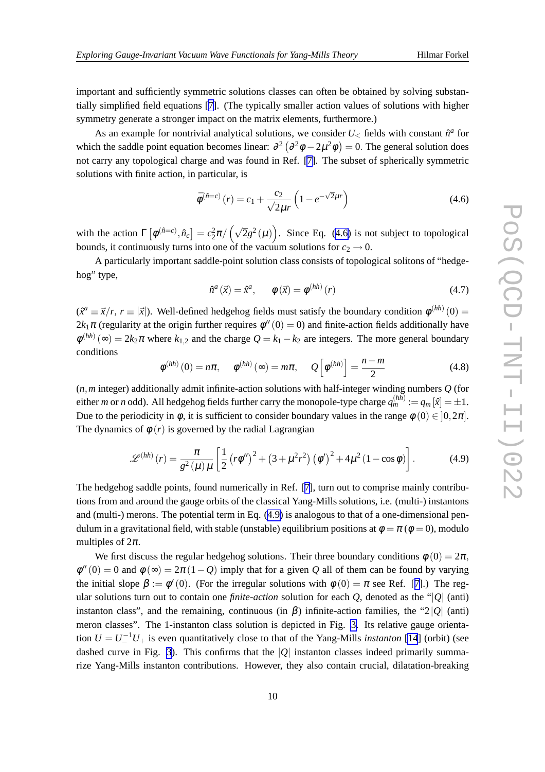important and sufficiently symmetric solutions classes can often be obtained by solving substantially simplified field equations [7]. (The typically smaller action values of solutions with higher symmetry generate a stronger impact on the matrix elements, furthermore.)

As an example for nontrivial analytical solutions, we consider $U_<$ fields with constant $\hat{n}^a$ for which the saddle point equation becomes linear: $\partial^2 \left(\partial^2 \varphi - 2\mu^2 \varphi\right) = 0$. The general solution does not carry any topological charge and was found in Ref. [7]. The subset of spherically symmetric solutions with finite action, in particular, is

$$\bar{\varphi}^{(\hat{n}=c)}(r) = c_1 + \frac{c_2}{\sqrt{2}\mu r}\left(1 - e^{-\sqrt{2}\mu r}\right) \tag{4.6}$$

with the action $\Gamma\left[\varphi^{(\hat{n}=c)}, \hat{n}_c\right] = c_2^2 \pi / \left(\sqrt{2} g^2(\mu)\right)$. Since Eq. (4.6) is not subject to topological bounds, it continuously turns into one of the vacuum solutions for $c_2 \to 0$.

A particularly important saddle-point solution class consists of topological solitons of "hedgehog" type,

$$\hat{n}^a(\vec{x}) = \hat{x}^a, \qquad \varphi(\vec{x}) = \varphi^{(hh)}(r) \tag{4.7}$$

($\hat{x}^a \equiv \vec{x}/r$, $r \equiv |\vec{x}|$). Well-defined hedgehog fields must satisfy the boundary condition $\varphi^{(hh)}(0) = 2k_1\pi$ (regularity at the origin further requires $\varphi''(0) = 0$) and finite-action fields additionally have $\varphi^{(hh)}(\infty) = 2k_2\pi$ where $k_{1,2}$ and the charge $Q = k_1 - k_2$ are integers. The more general boundary conditions

$$\varphi^{(hh)}(0) = n\pi, \qquad \varphi^{(hh)}(\infty) = m\pi, \qquad Q\left[\varphi^{(hh)}\right] = \frac{n-m}{2} \tag{4.8}$$

($n, m$ integer) additionally admit infinite-action solutions with half-integer winding numbers $Q$ (for either $m$ or $n$ odd). All hedgehog fields further carry the monopole-type charge $q_m^{(hh)} := q_m[\hat{x}] = \pm 1$. Due to the periodicity in $\varphi$, it is sufficient to consider boundary values in the range $\varphi(0) \in \,]0, 2\pi]$. The dynamics of $\varphi(r)$ is governed by the radial Lagrangian

$$\mathscr{L}^{(hh)}(r) = \frac{\pi}{g^2(\mu)\,\mu}\left[\frac{1}{2}\left(r\varphi''\right)^2 + \left(3 + \mu^2 r^2\right)\left(\varphi'\right)^2 + 4\mu^2\left(1 - \cos\varphi\right)\right]. \tag{4.9}$$

The hedgehog saddle points, found numerically in Ref. [7], turn out to comprise mainly contributions from and around the gauge orbits of the classical Yang-Mills solutions, i.e. (multi-) instantons and (multi-) merons. The potential term in Eq. (4.9) is analogous to that of a one-dimensional pendulum in a gravitational field, with stable (unstable) equilibrium positions at $\varphi = \pi$ ($\varphi = 0$), modulo multiples of $2\pi$.

We first discuss the regular hedgehog solutions. Their three boundary conditions $\varphi(0) = 2\pi$, $\varphi''(0) = 0$ and $\varphi(\infty) = 2\pi(1-Q)$ imply that for a given $Q$ all of them can be found by varying the initial slope $\beta := \varphi'(0)$. (For the irregular solutions with $\varphi(0) = \pi$ see Ref. [7].) The regular solutions turn out to contain one *finite-action* solution for each $Q$, denoted as the "$|Q|$ (anti) instanton class", and the remaining, continuous (in $\beta$) infinite-action families, the "$2|Q|$ (anti) meron classes". The 1-instanton class solution is depicted in Fig. 3. Its relative gauge orientation $U = U_-^{-1} U_+$ is even quantitatively close to that of the Yang-Mills *instanton* [14] (orbit) (see dashed curve in Fig. 3). This confirms that the $|Q|$ instanton classes indeed primarily summarize Yang-Mills instanton contributions. However, they also contain crucial, dilatation-breaking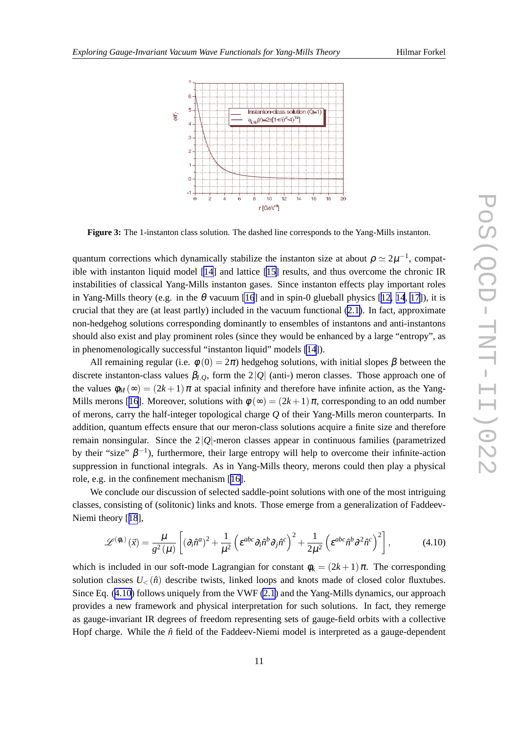**Figure 3:** The 1-instanton class solution. The dashed line corresponds to the Yang-Mills instanton.

quantum corrections which dynamically stabilize the instanton size at about $\rho \simeq 2\mu^{-1}$, compatible with instanton liquid model [14] and lattice [15] results, and thus overcome the chronic IR instabilities of classical Yang-Mills instanton gases. Since instanton effects play important roles in Yang-Mills theory (e.g. in the $\theta$ vacuum [16] and in spin-0 glueball physics [12, 14, 17]), it is crucial that they are (at least partly) included in the vacuum functional (2.1). In fact, approximate non-hedgehog solutions corresponding dominantly to ensembles of instantons and anti-instantons should also exist and play prominent roles (since they would be enhanced by a large "entropy", as in phenomenologically successful "instanton liquid" models [14]).

All remaining regular (i.e. $\varphi(0) = 2\pi$) hedgehog solutions, with initial slopes $\beta$ between the discrete instanton-class values $\beta_{I,Q}$, form the $2|Q|$ (anti-) meron classes. Those approach one of the values $\varphi_M(\infty) = (2k+1)\pi$ at spacial infinity and therefore have infinite action, as the Yang-Mills merons [16]. Moreover, solutions with $\varphi(\infty) = (2k+1)\pi$, corresponding to an odd number of merons, carry the half-integer topological charge $Q$ of their Yang-Mills meron counterparts. In addition, quantum effects ensure that our meron-class solutions acquire a finite size and therefore remain nonsingular. Since the $2|Q|$-meron classes appear in continuous families (parametrized by their "size" $\beta^{-1}$), furthermore, their large entropy will help to overcome their infinite-action suppression in functional integrals. As in Yang-Mills theory, merons could then play a physical role, e.g. in the confinement mechanism [16].

We conclude our discussion of selected saddle-point solutions with one of the most intriguing classes, consisting of (solitonic) links and knots. Those emerge from a generalization of Faddeev-Niemi theory [18],

$$\mathscr{L}^{(\varphi_k)}(\vec{x}) = \frac{\mu}{g^2(\mu)}\left[(\partial_i \hat{n}^a)^2 + \frac{1}{\mu^2}\left(\varepsilon^{abc}\partial_i \hat{n}^b \partial_j \hat{n}^c\right)^2 + \frac{1}{2\mu^2}\left(\varepsilon^{abc}\hat{n}^b \partial^2 \hat{n}^c\right)^2\right], \tag{4.10}$$

which is included in our soft-mode Lagrangian for constant $\varphi_k = (2k+1)\pi$. The corresponding solution classes $U_<(\hat{n})$ describe twists, linked loops and knots made of closed color fluxtubes. Since Eq. (4.10) follows uniquely from the VWF (2.1) and the Yang-Mills dynamics, our approach provides a new framework and physical interpretation for such solutions. In fact, they remerge as gauge-invariant IR degrees of freedom representing sets of gauge-field orbits with a collective Hopf charge. While the $\hat{n}$ field of the Faddeev-Niemi model is interpreted as a gauge-dependent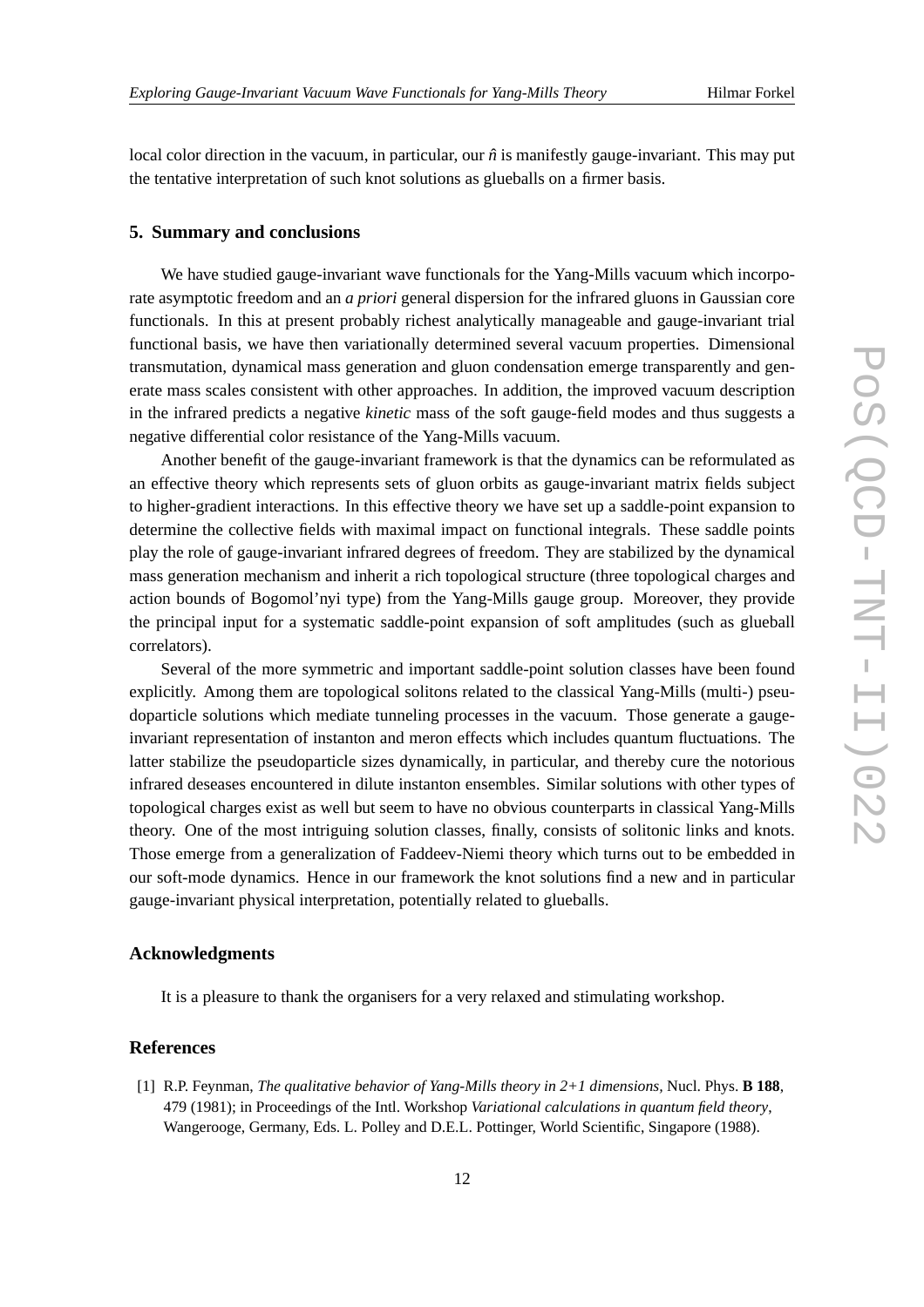local color direction in the vacuum, in particular, our $\hat{n}$ is manifestly gauge-invariant. This may put the tentative interpretation of such knot solutions as glueballs on a firmer basis.

## 5. Summary and conclusions

We have studied gauge-invariant wave functionals for the Yang-Mills vacuum which incorporate asymptotic freedom and an *a priori* general dispersion for the infrared gluons in Gaussian core functionals. In this at present probably richest analytically manageable and gauge-invariant trial functional basis, we have then variationally determined several vacuum properties. Dimensional transmutation, dynamical mass generation and gluon condensation emerge transparently and generate mass scales consistent with other approaches. In addition, the improved vacuum description in the infrared predicts a negative *kinetic* mass of the soft gauge-field modes and thus suggests a negative differential color resistance of the Yang-Mills vacuum.

Another benefit of the gauge-invariant framework is that the dynamics can be reformulated as an effective theory which represents sets of gluon orbits as gauge-invariant matrix fields subject to higher-gradient interactions. In this effective theory we have set up a saddle-point expansion to determine the collective fields with maximal impact on functional integrals. These saddle points play the role of gauge-invariant infrared degrees of freedom. They are stabilized by the dynamical mass generation mechanism and inherit a rich topological structure (three topological charges and action bounds of Bogomol'nyi type) from the Yang-Mills gauge group. Moreover, they provide the principal input for a systematic saddle-point expansion of soft amplitudes (such as glueball correlators).

Several of the more symmetric and important saddle-point solution classes have been found explicitly. Among them are topological solitons related to the classical Yang-Mills (multi-) pseudoparticle solutions which mediate tunneling processes in the vacuum. Those generate a gauge-invariant representation of instanton and meron effects which includes quantum fluctuations. The latter stabilize the pseudoparticle sizes dynamically, in particular, and thereby cure the notorious infrared deseases encountered in dilute instanton ensembles. Similar solutions with other types of topological charges exist as well but seem to have no obvious counterparts in classical Yang-Mills theory. One of the most intriguing solution classes, finally, consists of solitonic links and knots. Those emerge from a generalization of Faddeev-Niemi theory which turns out to be embedded in our soft-mode dynamics. Hence in our framework the knot solutions find a new and in particular gauge-invariant physical interpretation, potentially related to glueballs.

## Acknowledgments

It is a pleasure to thank the organisers for a very relaxed and stimulating workshop.

## References

[1] R.P. Feynman, *The qualitative behavior of Yang-Mills theory in 2+1 dimensions*, Nucl. Phys. **B 188**, 479 (1981); in Proceedings of the Intl. Workshop *Variational calculations in quantum field theory*, Wangerooge, Germany, Eds. L. Polley and D.E.L. Pottinger, World Scientific, Singapore (1988).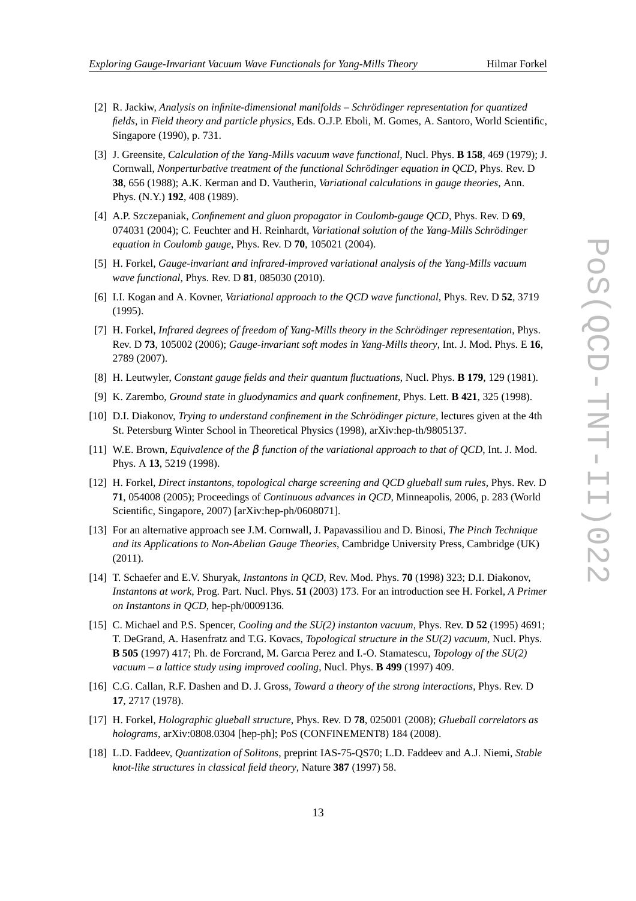[2] R. Jackiw, *Analysis on infinite-dimensional manifolds – Schrödinger representation for quantized fields*, in *Field theory and particle physics*, Eds. O.J.P. Eboli, M. Gomes, A. Santoro, World Scientific, Singapore (1990), p. 731.

[3] J. Greensite, *Calculation of the Yang-Mills vacuum wave functional*, Nucl. Phys. **B 158**, 469 (1979); J. Cornwall, *Nonperturbative treatment of the functional Schrödinger equation in QCD*, Phys. Rev. D **38**, 656 (1988); A.K. Kerman and D. Vautherin, *Variational calculations in gauge theories*, Ann. Phys. (N.Y.) **192**, 408 (1989).

[4] A.P. Szczepaniak, *Confinement and gluon propagator in Coulomb-gauge QCD*, Phys. Rev. D **69**, 074031 (2004); C. Feuchter and H. Reinhardt, *Variational solution of the Yang-Mills Schrödinger equation in Coulomb gauge*, Phys. Rev. D **70**, 105021 (2004).

[5] H. Forkel, *Gauge-invariant and infrared-improved variational analysis of the Yang-Mills vacuum wave functional*, Phys. Rev. D **81**, 085030 (2010).

[6] I.I. Kogan and A. Kovner, *Variational approach to the QCD wave functional*, Phys. Rev. D **52**, 3719 (1995).

[7] H. Forkel, *Infrared degrees of freedom of Yang-Mills theory in the Schrödinger representation*, Phys. Rev. D **73**, 105002 (2006); *Gauge-invariant soft modes in Yang-Mills theory*, Int. J. Mod. Phys. E **16**, 2789 (2007).

[8] H. Leutwyler, *Constant gauge fields and their quantum fluctuations*, Nucl. Phys. **B 179**, 129 (1981).

[9] K. Zarembo, *Ground state in gluodynamics and quark confinement*, Phys. Lett. **B 421**, 325 (1998).

[10] D.I. Diakonov, *Trying to understand confinement in the Schrödinger picture*, lectures given at the 4th St. Petersburg Winter School in Theoretical Physics (1998), arXiv:hep-th/9805137.

[11] W.E. Brown, *Equivalence of the $\beta$ function of the variational approach to that of QCD*, Int. J. Mod. Phys. A **13**, 5219 (1998).

[12] H. Forkel, *Direct instantons, topological charge screening and QCD glueball sum rules*, Phys. Rev. D **71**, 054008 (2005); Proceedings of *Continuous advances in QCD*, Minneapolis, 2006, p. 283 (World Scientific, Singapore, 2007) [arXiv:hep-ph/0608071].

[13] For an alternative approach see J.M. Cornwall, J. Papavassiliou and D. Binosi, *The Pinch Technique and its Applications to Non-Abelian Gauge Theories*, Cambridge University Press, Cambridge (UK) (2011).

[14] T. Schaefer and E.V. Shuryak, *Instantons in QCD*, Rev. Mod. Phys. **70** (1998) 323; D.I. Diakonov, *Instantons at work*, Prog. Part. Nucl. Phys. **51** (2003) 173. For an introduction see H. Forkel, *A Primer on Instantons in QCD*, hep-ph/0009136.

[15] C. Michael and P.S. Spencer, *Cooling and the SU(2) instanton vacuum*, Phys. Rev. **D 52** (1995) 4691; T. DeGrand, A. Hasenfratz and T.G. Kovacs, *Topological structure in the SU(2) vacuum*, Nucl. Phys. **B 505** (1997) 417; Ph. de Forcrand, M. Garcıa Perez and I.-O. Stamatescu, *Topology of the SU(2) vacuum – a lattice study using improved cooling*, Nucl. Phys. **B 499** (1997) 409.

[16] C.G. Callan, R.F. Dashen and D. J. Gross, *Toward a theory of the strong interactions*, Phys. Rev. D **17**, 2717 (1978).

[17] H. Forkel, *Holographic glueball structure*, Phys. Rev. D **78**, 025001 (2008); *Glueball correlators as holograms*, arXiv:0808.0304 [hep-ph]; PoS (CONFINEMENT8) 184 (2008).

[18] L.D. Faddeev, *Quantization of Solitons*, preprint IAS-75-QS70; L.D. Faddeev and A.J. Niemi, *Stable knot-like structures in classical field theory*, Nature **387** (1997) 58.